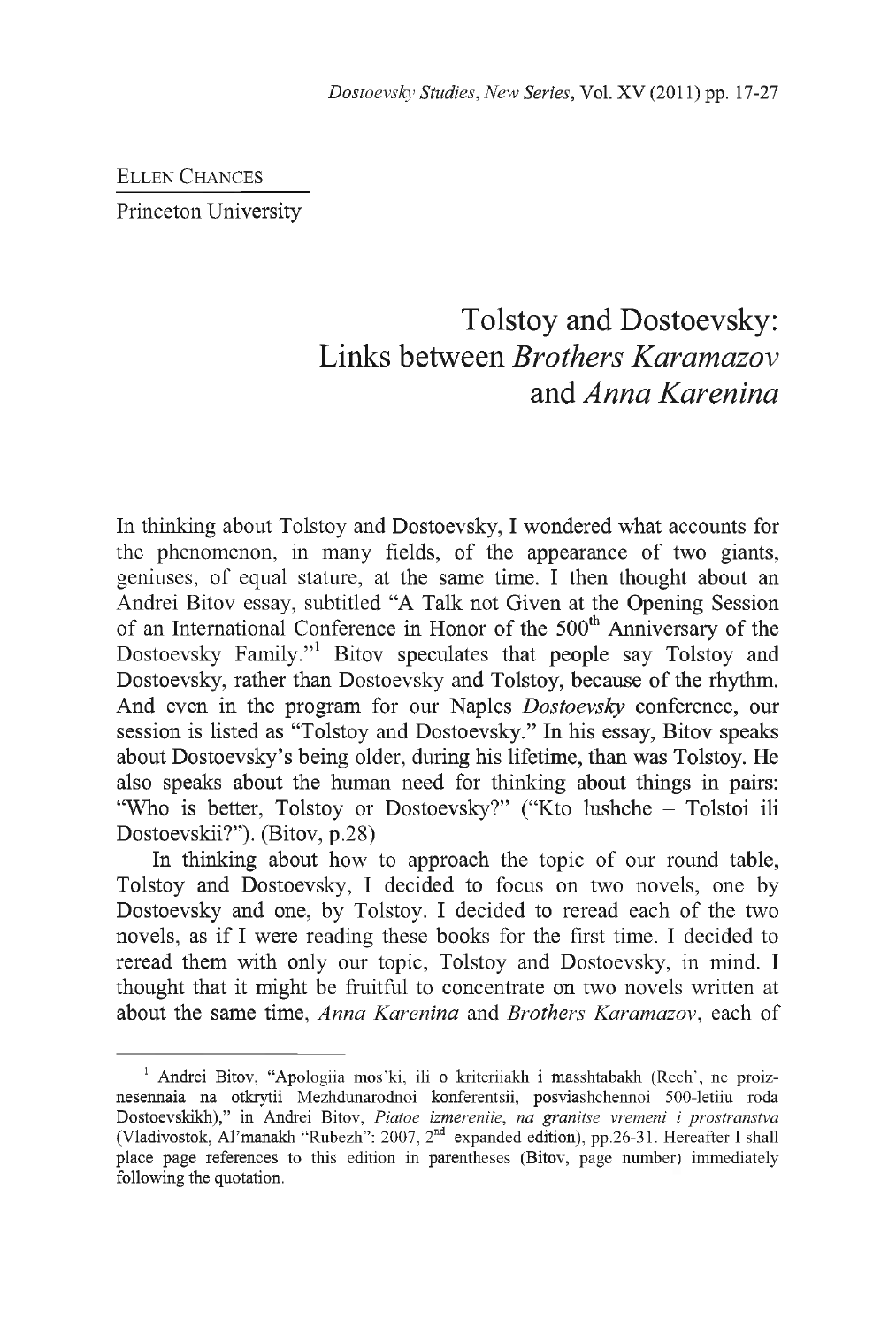ELLEN CHANCES

Princeton University

# Tolstoy and Dostoevsky: Links between *Brothers Karamazov* and *Anna Karenina*

In thinking about Tolstoy and Dostoevsky, I wondered what accounts for the phenomenon, in many fields, of the appearance of two giants, geniuses, of equal stature, at the same time. I then thought about an Andrei Bitov essay, subtitled "A Talk not Given at the Opening Session of an International Conference in Honor of the 500th Anniversary of the Dostoevsky Family."[1] Bitov speculates that people say Tolstoy and Dostoevsky, rather than Dostoevsky and Tolstoy, because of the rhythm. And even in the program for our Naples *Dostoevsky* conference, our session is listed as "Tolstoy and Dostoevsky." In his essay, Bitov speaks about Dostoevsky's being older, during his lifetime, than was Tolstoy. He also speaks about the human need for thinking about things in pairs: "Who is better, Tolstoy or Dostoevsky?" ("Kto lushche – Tolstoi ili Dostoevskii?"). (Bitov, p.28)

In thinking about how to approach the topic of our round table, Tolstoy and Dostoevsky, I decided to focus on two novels, one by Dostoevsky and one, by Tolstoy. I decided to reread each of the two novels, as if I were reading these books for the first time. I decided to reread them with only our topic, Tolstoy and Dostoevsky, in mind. I thought that it might be fruitful to concentrate on two novels written at about the same time, *Anna Karenina* and *Brothers Karamazov*, each of

---

[1] Andrei Bitov, "Apologiia mos'ki, ili o kriteriiakh i masshtabakh (Rech', ne proiznesennaia na otkrytii Mezhdunarodnoi konferentsii, posviashchennoi 500-letiiu roda Dostoevskikh)," in Andrei Bitov, *Piatoe izmereniie, na granitse vremeni i prostranstva* (Vladivostok, Al'manakh "Rubezh": 2007, 2nd expanded edition), pp.26-31. Hereafter I shall place page references to this edition in parentheses (Bitov, page number) immediately following the quotation.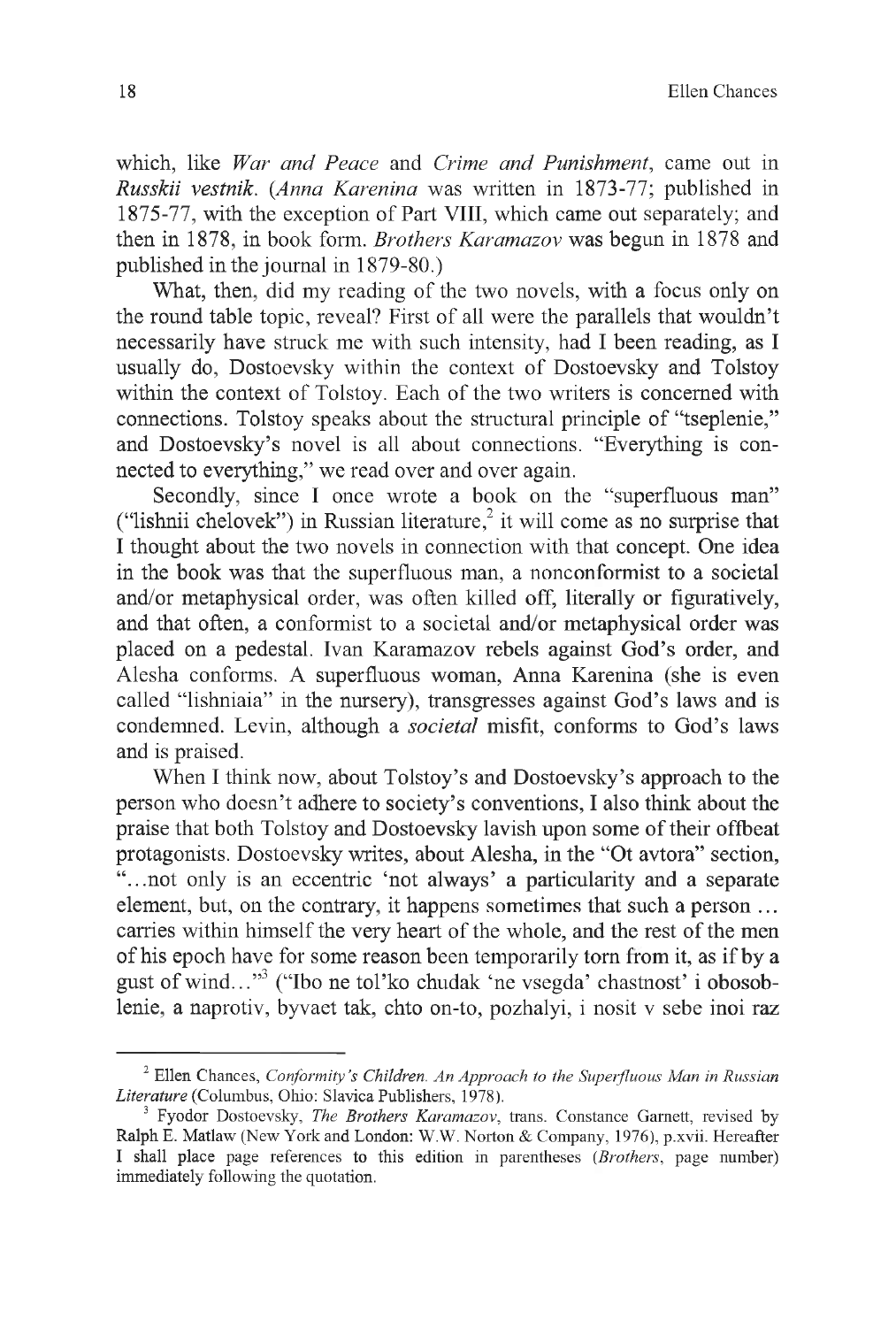which, like *War and Peace* and *Crime and Punishment*, came out in *Russkii vestnik*. (*Anna Karenina* was written in 1873-77; published in 1875-77, with the exception of Part VIII, which came out separately; and then in 1878, in book form. *Brothers Karamazov* was begun in 1878 and published in the journal in 1879-80.)

What, then, did my reading of the two novels, with a focus only on the round table topic, reveal? First of all were the parallels that wouldn't necessarily have struck me with such intensity, had I been reading, as I usually do, Dostoevsky within the context of Dostoevsky and Tolstoy within the context of Tolstoy. Each of the two writers is concerned with connections. Tolstoy speaks about the structural principle of "tseplenie," and Dostoevsky's novel is all about connections. "Everything is connected to everything," we read over and over again.

Secondly, since I once wrote a book on the "superfluous man" ("lishnii chelovek") in Russian literature,[2] it will come as no surprise that I thought about the two novels in connection with that concept. One idea in the book was that the superfluous man, a nonconformist to a societal and/or metaphysical order, was often killed off, literally or figuratively, and that often, a conformist to a societal and/or metaphysical order was placed on a pedestal. Ivan Karamazov rebels against God's order, and Alesha conforms. A superfluous woman, Anna Karenina (she is even called "lishniaia" in the nursery), transgresses against God's laws and is condemned. Levin, although a *societal* misfit, conforms to God's laws and is praised.

When I think now, about Tolstoy's and Dostoevsky's approach to the person who doesn't adhere to society's conventions, I also think about the praise that both Tolstoy and Dostoevsky lavish upon some of their offbeat protagonists. Dostoevsky writes, about Alesha, in the "Ot avtora" section, "...not only is an eccentric 'not always' a particularity and a separate element, but, on the contrary, it happens sometimes that such a person ... carries within himself the very heart of the whole, and the rest of the men of his epoch have for some reason been temporarily torn from it, as if by a gust of wind..."[3] ("Ibo ne tol'ko chudak 'ne vsegda' chastnost' i obosoblenie, a naprotiv, byvaet tak, chto on-to, pozhalyi, i nosit v sebe inoi raz

---

[2] Ellen Chances, *Conformity's Children. An Approach to the Superfluous Man in Russian Literature* (Columbus, Ohio: Slavica Publishers, 1978).

[3] Fyodor Dostoevsky, *The Brothers Karamazov*, trans. Constance Garnett, revised by Ralph E. Matlaw (New York and London: W.W. Norton & Company, 1976), p.xvii. Hereafter I shall place page references to this edition in parentheses (*Brothers*, page number) immediately following the quotation.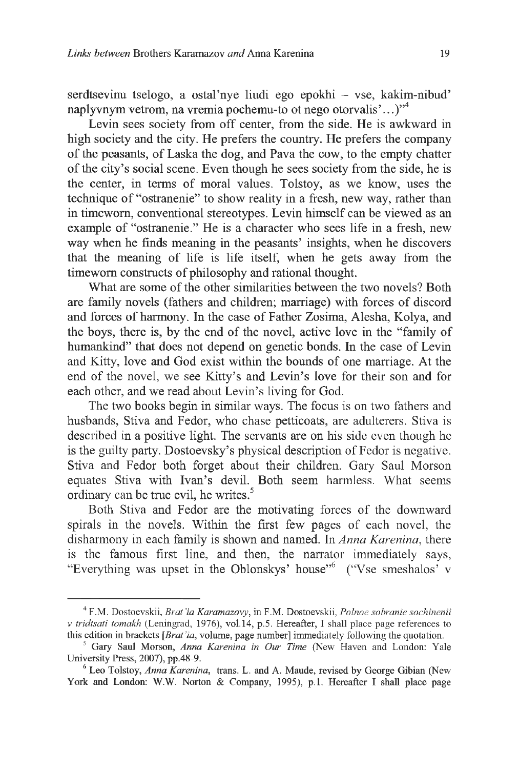serdtsevinu tselogo, a ostal'nye liudi ego epokhi – vse, kakim-nibud' naplyvnym vetrom, na vremia pochemu-to ot nego otorvalis'…)"[4]

Levin sees society from off center, from the side. He is awkward in high society and the city. He prefers the country. He prefers the company of the peasants, of Laska the dog, and Pava the cow, to the empty chatter of the city's social scene. Even though he sees society from the side, he is the center, in terms of moral values. Tolstoy, as we know, uses the technique of "ostranenie" to show reality in a fresh, new way, rather than in timeworn, conventional stereotypes. Levin himself can be viewed as an example of "ostranenie." He is a character who sees life in a fresh, new way when he finds meaning in the peasants' insights, when he discovers that the meaning of life is life itself, when he gets away from the timeworn constructs of philosophy and rational thought.

What are some of the other similarities between the two novels? Both are family novels (fathers and children; marriage) with forces of discord and forces of harmony. In the case of Father Zosima, Alesha, Kolya, and the boys, there is, by the end of the novel, active love in the "family of humankind" that does not depend on genetic bonds. In the case of Levin and Kitty, love and God exist within the bounds of one marriage. At the end of the novel, we see Kitty's and Levin's love for their son and for each other, and we read about Levin's living for God.

The two books begin in similar ways. The focus is on two fathers and husbands, Stiva and Fedor, who chase petticoats, are adulterers. Stiva is described in a positive light. The servants are on his side even though he is the guilty party. Dostoevsky's physical description of Fedor is negative. Stiva and Fedor both forget about their children. Gary Saul Morson equates Stiva with Ivan's devil. Both seem harmless. What seems ordinary can be true evil, he writes.[5]

Both Stiva and Fedor are the motivating forces of the downward spirals in the novels. Within the first few pages of each novel, the disharmony in each family is shown and named. In *Anna Karenina*, there is the famous first line, and then, the narrator immediately says, "Everything was upset in the Oblonskys' house"[6] ("Vse smeshalos' v

---

[4] F.M. Dostoevskii, *Brat'ia Karamazovy*, in F.M. Dostoevskii, *Polnoe sobranie sochinenii v tridtsati tomakh* (Leningrad, 1976), vol.14, p.5. Hereafter, I shall place page references to this edition in brackets [*Brat'ia*, volume, page number] immediately following the quotation.

[5] Gary Saul Morson, *Anna Karenina in Our Time* (New Haven and London: Yale University Press, 2007), pp.48-9.

[6] Leo Tolstoy, *Anna Karenina*, trans. L. and A. Maude, revised by George Gibian (New York and London: W.W. Norton & Company, 1995), p.1. Hereafter I shall place page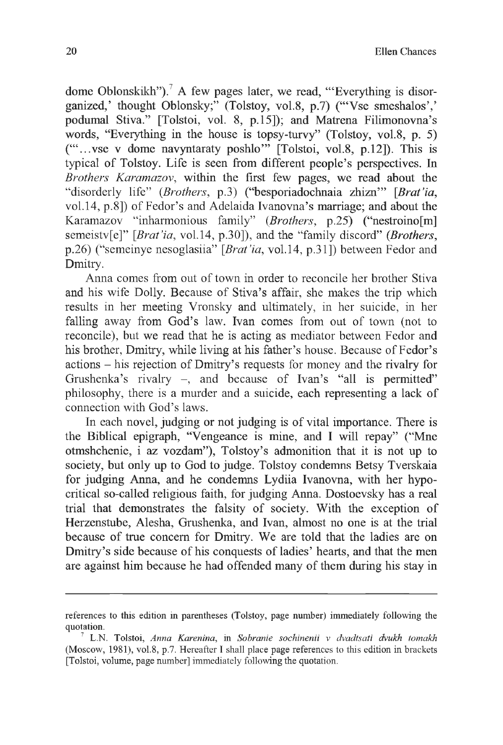dome Oblonskikh").[7] A few pages later, we read, "'Everything is disorganized,' thought Oblonsky;" (Tolstoy, vol.8, p.7) ("'Vse smeshalos',' podumal Stiva." [Tolstoi, vol. 8, p.15]); and Matrena Filimonovna's words, "Everything in the house is topsy-turvy" (Tolstoy, vol.8, p. 5) ("'...vse v dome navyntaraty poshlo'" [Tolstoi, vol.8, p.12]). This is typical of Tolstoy. Life is seen from different people's perspectives. In *Brothers Karamazov*, within the first few pages, we read about the "disorderly life" (*Brothers*, p.3) ("besporiadochnaia zhizn'" [*Brat'ia*, vol.14, p.8]) of Fedor's and Adelaida Ivanovna's marriage; and about the Karamazov "inharmonious family" (*Brothers*, p.25) ("nestroino[m] semeistv[e]" [*Brat'ia*, vol.14, p.30]), and the "family discord" (*Brothers*, p.26) ("semeinye nesoglasiia" [*Brat'ia*, vol.14, p.31]) between Fedor and Dmitry.

Anna comes from out of town in order to reconcile her brother Stiva and his wife Dolly. Because of Stiva's affair, she makes the trip which results in her meeting Vronsky and ultimately, in her suicide, in her falling away from God's law. Ivan comes from out of town (not to reconcile), but we read that he is acting as mediator between Fedor and his brother, Dmitry, while living at his father's house. Because of Fedor's actions – his rejection of Dmitry's requests for money and the rivalry for Grushenka's rivalry –, and because of Ivan's "all is permitted" philosophy, there is a murder and a suicide, each representing a lack of connection with God's laws.

In each novel, judging or not judging is of vital importance. There is the Biblical epigraph, "Vengeance is mine, and I will repay" ("Mne otmshchenie, i az vozdam"), Tolstoy's admonition that it is not up to society, but only up to God to judge. Tolstoy condemns Betsy Tverskaia for judging Anna, and he condemns Lydiia Ivanovna, with her hypocritical so-called religious faith, for judging Anna. Dostoevsky has a real trial that demonstrates the falsity of society. With the exception of Herzenstube, Alesha, Grushenka, and Ivan, almost no one is at the trial because of true concern for Dmitry. We are told that the ladies are on Dmitry's side because of his conquests of ladies' hearts, and that the men are against him because he had offended many of them during his stay in

---

references to this edition in parentheses (Tolstoy, page number) immediately following the quotation.

[7] L.N. Tolstoi, *Anna Karenina*, in *Sobranie sochinenii v dvadtsati dvukh tomakh* (Moscow, 1981), vol.8, p.7. Hereafter I shall place page references to this edition in brackets [Tolstoi, volume, page number] immediately following the quotation.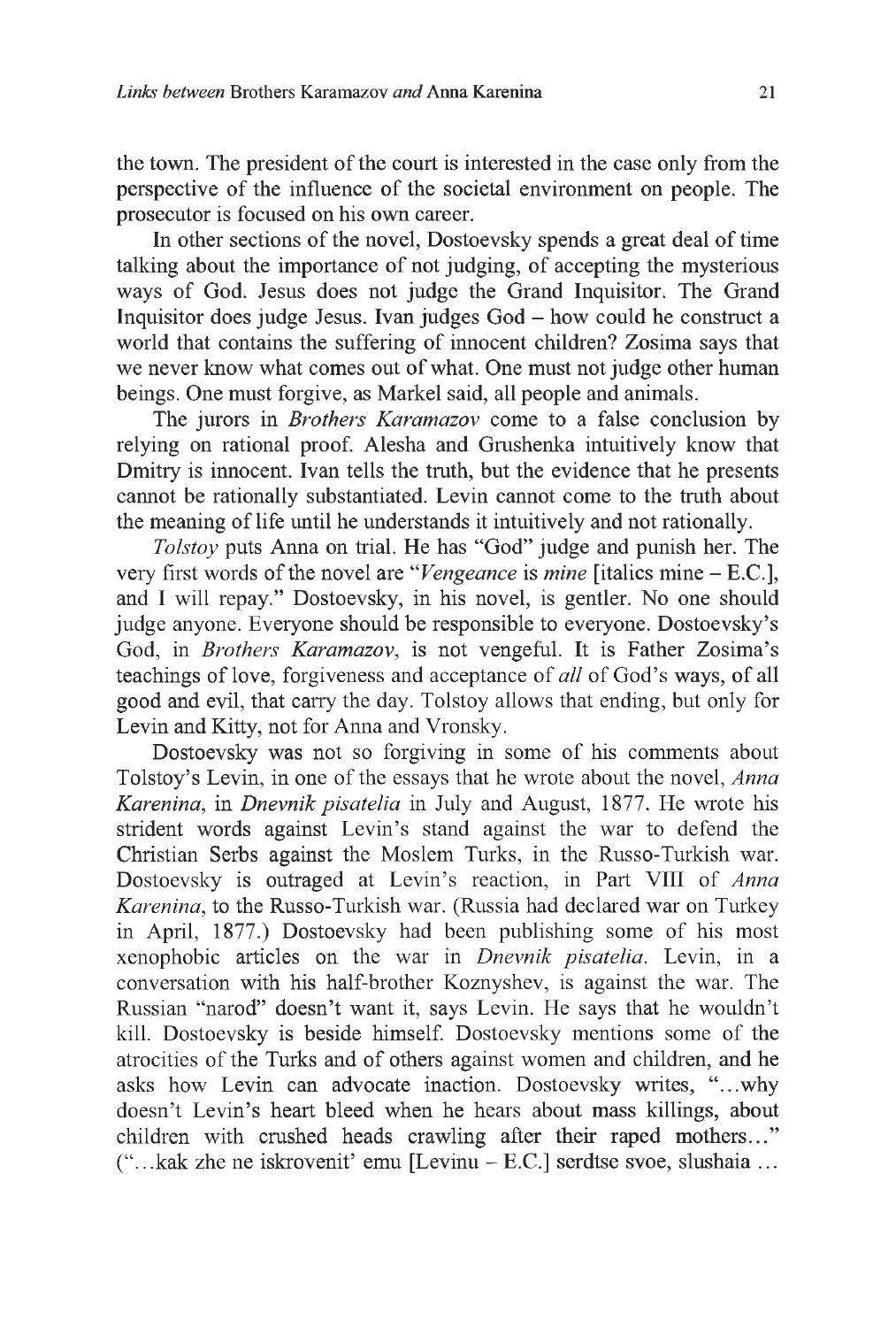the town. The president of the court is interested in the case only from the perspective of the influence of the societal environment on people. The prosecutor is focused on his own career.

In other sections of the novel, Dostoevsky spends a great deal of time talking about the importance of not judging, of accepting the mysterious ways of God. Jesus does not judge the Grand Inquisitor. The Grand Inquisitor does judge Jesus. Ivan judges God – how could he construct a world that contains the suffering of innocent children? Zosima says that we never know what comes out of what. One must not judge other human beings. One must forgive, as Markel said, all people and animals.

The jurors in *Brothers Karamazov* come to a false conclusion by relying on rational proof. Alesha and Grushenka intuitively know that Dmitry is innocent. Ivan tells the truth, but the evidence that he presents cannot be rationally substantiated. Levin cannot come to the truth about the meaning of life until he understands it intuitively and not rationally.

*Tolstoy* puts Anna on trial. He has "God" judge and punish her. The very first words of the novel are "*Vengeance* is *mine* [italics mine – E.C.], and I will repay." Dostoevsky, in his novel, is gentler. No one should judge anyone. Everyone should be responsible to everyone. Dostoevsky's God, in *Brothers Karamazov*, is not vengeful. It is Father Zosima's teachings of love, forgiveness and acceptance of *all* of God's ways, of all good and evil, that carry the day. Tolstoy allows that ending, but only for Levin and Kitty, not for Anna and Vronsky.

Dostoevsky was not so forgiving in some of his comments about Tolstoy's Levin, in one of the essays that he wrote about the novel, *Anna Karenina*, in *Dnevnik pisatelia* in July and August, 1877. He wrote his strident words against Levin's stand against the war to defend the Christian Serbs against the Moslem Turks, in the Russo-Turkish war. Dostoevsky is outraged at Levin's reaction, in Part VIII of *Anna Karenina*, to the Russo-Turkish war. (Russia had declared war on Turkey in April, 1877.) Dostoevsky had been publishing some of his most xenophobic articles on the war in *Dnevnik pisatelia*. Levin, in a conversation with his half-brother Koznyshev, is against the war. The Russian "narod" doesn't want it, says Levin. He says that he wouldn't kill. Dostoevsky is beside himself. Dostoevsky mentions some of the atrocities of the Turks and of others against women and children, and he asks how Levin can advocate inaction. Dostoevsky writes, "...why doesn't Levin's heart bleed when he hears about mass killings, about children with crushed heads crawling after their raped mothers..." ("...kak zhe ne iskrovenit' emu [Levinu – E.C.] serdtse svoe, slushaia ...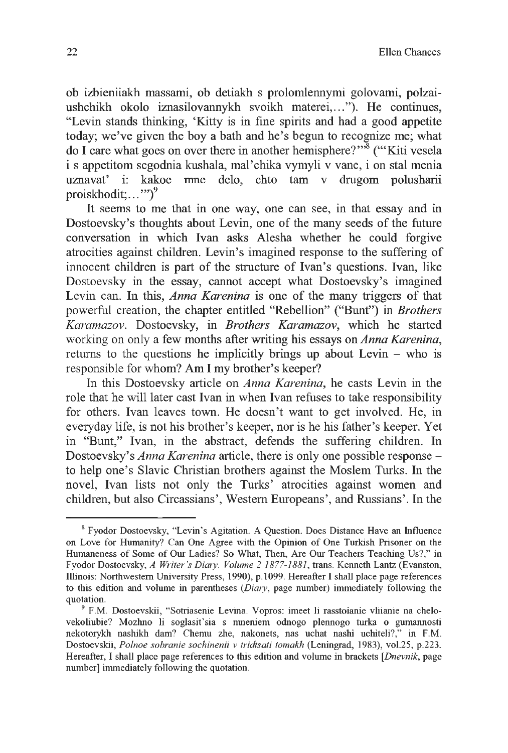ob izbieniiakh massami, ob detiakh s prolomlennymi golovami, polzai-ushchikh okolo iznasilovannykh svoikh materei,..."). He continues, "Levin stands thinking, 'Kitty is in fine spirits and had a good appetite today; we've given the boy a bath and he's begun to recognize me; what do I care what goes on over there in another hemisphere?'"[8] ("'Kiti vesela i s appetitom segodnia kushala, mal'chika vymyli v vane, i on stal menia uznavat' i: kakoe mne delo, chto tam v drugom polusharii proiskhodit;...'")[9]

It seems to me that in one way, one can see, in that essay and in Dostoevsky's thoughts about Levin, one of the many seeds of the future conversation in which Ivan asks Alesha whether he could forgive atrocities against children. Levin's imagined response to the suffering of innocent children is part of the structure of Ivan's questions. Ivan, like Dostoevsky in the essay, cannot accept what Dostoevsky's imagined Levin can. In this, *Anna Karenina* is one of the many triggers of that powerful creation, the chapter entitled "Rebellion" ("Bunt") in *Brothers Karamazov*. Dostoevsky, in *Brothers Karamazov*, which he started working on only a few months after writing his essays on *Anna Karenina*, returns to the questions he implicitly brings up about Levin – who is responsible for whom? Am I my brother's keeper?

In this Dostoevsky article on *Anna Karenina*, he casts Levin in the role that he will later cast Ivan in when Ivan refuses to take responsibility for others. Ivan leaves town. He doesn't want to get involved. He, in everyday life, is not his brother's keeper, nor is he his father's keeper. Yet in "Bunt," Ivan, in the abstract, defends the suffering children. In Dostoevsky's *Anna Karenina* article, there is only one possible response – to help one's Slavic Christian brothers against the Moslem Turks. In the novel, Ivan lists not only the Turks' atrocities against women and children, but also Circassians', Western Europeans', and Russians'. In the

---

[8] Fyodor Dostoevsky, "Levin's Agitation. A Question. Does Distance Have an Influence on Love for Humanity? Can One Agree with the Opinion of One Turkish Prisoner on the Humaneness of Some of Our Ladies? So What, Then, Are Our Teachers Teaching Us?," in Fyodor Dostoevsky, *A Writer's Diary. Volume 2 1877-1881*, trans. Kenneth Lantz (Evanston, Illinois: Northwestern University Press, 1990), p.1099. Hereafter I shall place page references to this edition and volume in parentheses (*Diary*, page number) immediately following the quotation.

[9] F.M. Dostoevskii, "Sotriasenie Levina. Vopros: imeet li rasstoianie vliianie na chelo-vekoliubie? Mozhno li soglasit'sia s mneniem odnogo plennogo turka o gumannosti nekotorykh nashikh dam? Chemu zhe, nakonets, nas uchat nashi uchiteli?," in F.M. Dostoevskii, *Polnoe sobranie sochinenii v tridtsati tomakh* (Leningrad, 1983), vol.25, p.223. Hereafter, I shall place page references to this edition and volume in brackets [*Dnevnik*, page number] immediately following the quotation.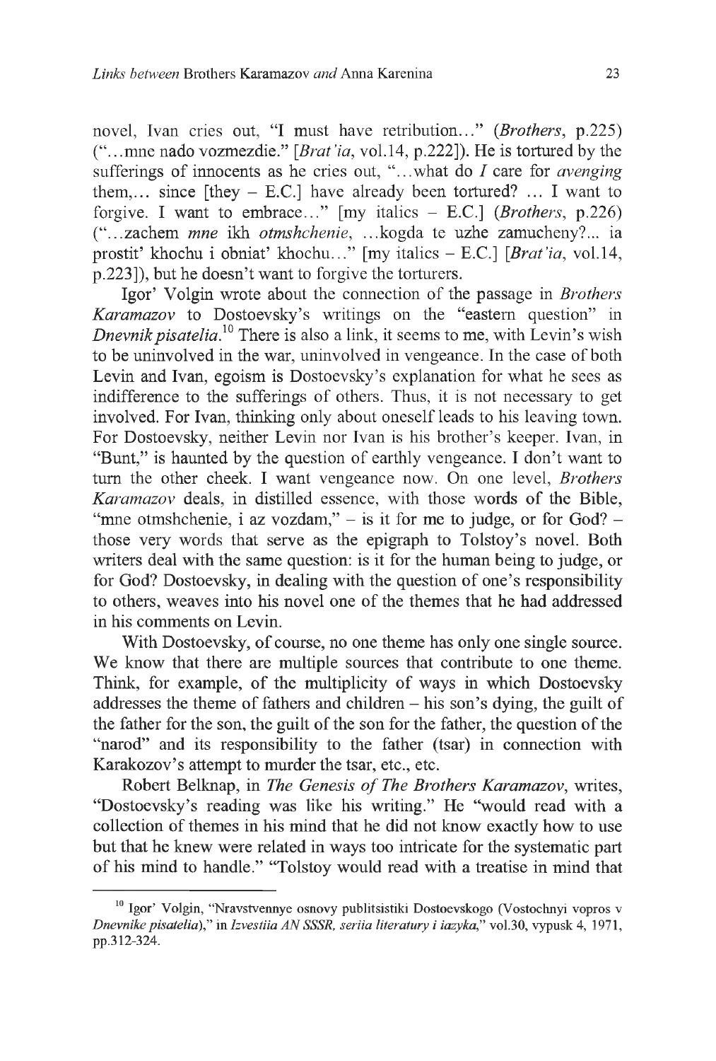novel, Ivan cries out, "I must have retribution..." (*Brothers*, p.225) ("...mne nado vozmezdie." [*Brat'ia*, vol.14, p.222]). He is tortured by the sufferings of innocents as he cries out, "...what do *I* care for *avenging* them,... since [they – E.C.] have already been tortured? ... I want to forgive. I want to embrace..." [my italics – E.C.] (*Brothers*, p.226) ("...zachem *mne* ikh *otmshchenie*, ...kogda te uzhe zamucheny?... ia prostit' khochu i obniat' khochu..." [my italics – E.C.] [*Brat'ia*, vol.14, p.223]), but he doesn't want to forgive the torturers.

Igor' Volgin wrote about the connection of the passage in *Brothers Karamazov* to Dostoevsky's writings on the "eastern question" in *Dnevnik pisatelia*.[10] There is also a link, it seems to me, with Levin's wish to be uninvolved in the war, uninvolved in vengeance. In the case of both Levin and Ivan, egoism is Dostoevsky's explanation for what he sees as indifference to the sufferings of others. Thus, it is not necessary to get involved. For Ivan, thinking only about oneself leads to his leaving town. For Dostoevsky, neither Levin nor Ivan is his brother's keeper. Ivan, in "Bunt," is haunted by the question of earthly vengeance. I don't want to turn the other cheek. I want vengeance now. On one level, *Brothers Karamazov* deals, in distilled essence, with those words of the Bible, "mne otmshchenie, i az vozdam," – is it for me to judge, or for God? – those very words that serve as the epigraph to Tolstoy's novel. Both writers deal with the same question: is it for the human being to judge, or for God? Dostoevsky, in dealing with the question of one's responsibility to others, weaves into his novel one of the themes that he had addressed in his comments on Levin.

With Dostoevsky, of course, no one theme has only one single source. We know that there are multiple sources that contribute to one theme. Think, for example, of the multiplicity of ways in which Dostoevsky addresses the theme of fathers and children – his son's dying, the guilt of the father for the son, the guilt of the son for the father, the question of the "narod" and its responsibility to the father (tsar) in connection with Karakozov's attempt to murder the tsar, etc., etc.

Robert Belknap, in *The Genesis of The Brothers Karamazov*, writes, "Dostoevsky's reading was like his writing." He "would read with a collection of themes in his mind that he did not know exactly how to use but that he knew were related in ways too intricate for the systematic part of his mind to handle." "Tolstoy would read with a treatise in mind that

---

[10] Igor' Volgin, "Nravstvennye osnovy publitsistiki Dostoevskogo (Vostochnyi vopros v *Dnevnike pisatelia*)," in *Izvestiia AN SSSR, seriia literatury i iazyka*," vol.30, vypusk 4, 1971, pp.312-324.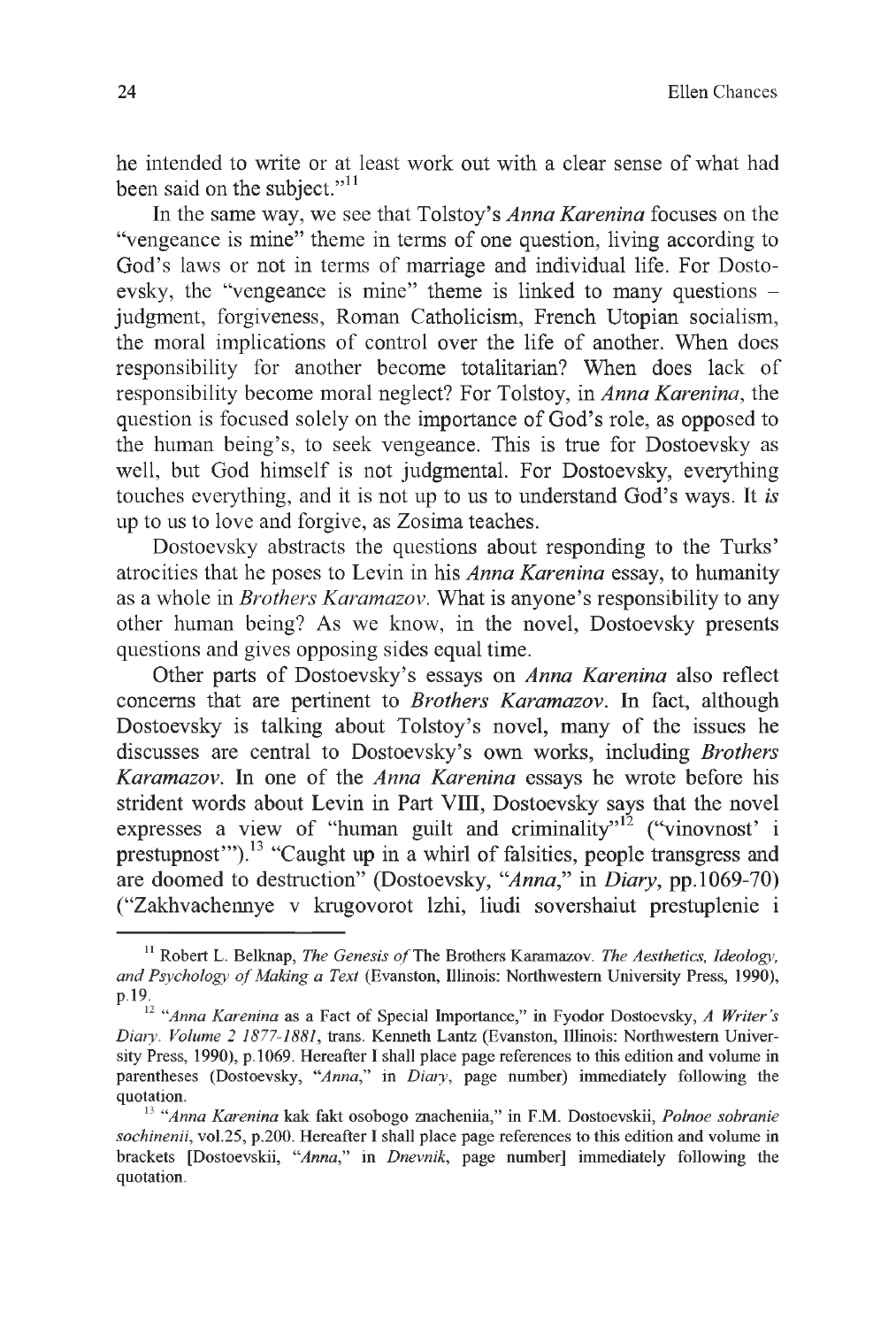he intended to write or at least work out with a clear sense of what had been said on the subject."[11]

In the same way, we see that Tolstoy's *Anna Karenina* focuses on the "vengeance is mine" theme in terms of one question, living according to God's laws or not in terms of marriage and individual life. For Dostoevsky, the "vengeance is mine" theme is linked to many questions – judgment, forgiveness, Roman Catholicism, French Utopian socialism, the moral implications of control over the life of another. When does responsibility for another become totalitarian? When does lack of responsibility become moral neglect? For Tolstoy, in *Anna Karenina*, the question is focused solely on the importance of God's role, as opposed to the human being's, to seek vengeance. This is true for Dostoevsky as well, but God himself is not judgmental. For Dostoevsky, everything touches everything, and it is not up to us to understand God's ways. It *is* up to us to love and forgive, as Zosima teaches.

Dostoevsky abstracts the questions about responding to the Turks' atrocities that he poses to Levin in his *Anna Karenina* essay, to humanity as a whole in *Brothers Karamazov*. What is anyone's responsibility to any other human being? As we know, in the novel, Dostoevsky presents questions and gives opposing sides equal time.

Other parts of Dostoevsky's essays on *Anna Karenina* also reflect concerns that are pertinent to *Brothers Karamazov*. In fact, although Dostoevsky is talking about Tolstoy's novel, many of the issues he discusses are central to Dostoevsky's own works, including *Brothers Karamazov*. In one of the *Anna Karenina* essays he wrote before his strident words about Levin in Part VIII, Dostoevsky says that the novel expresses a view of "human guilt and criminality"[12] ("vinovnost' i prestupnost'").[13] "Caught up in a whirl of falsities, people transgress and are doomed to destruction" (Dostoevsky, "*Anna*," in *Diary*, pp.1069-70) ("Zakhvachennye v krugovorot lzhi, liudi sovershaiut prestuplenie i

---

[11] Robert L. Belknap, *The Genesis of* The Brothers Karamazov. *The Aesthetics, Ideology, and Psychology of Making a Text* (Evanston, Illinois: Northwestern University Press, 1990), p.19.

[12] "*Anna Karenina* as a Fact of Special Importance," in Fyodor Dostoevsky, *A Writer's Diary. Volume 2 1877-1881*, trans. Kenneth Lantz (Evanston, Illinois: Northwestern University Press, 1990), p.1069. Hereafter I shall place page references to this edition and volume in parentheses (Dostoevsky, "*Anna*," in *Diary*, page number) immediately following the quotation.

[13] "*Anna Karenina* kak fakt osobogo znacheniia," in F.M. Dostoevskii, *Polnoe sobranie sochinenii*, vol.25, p.200. Hereafter I shall place page references to this edition and volume in brackets [Dostoevskii, "*Anna*," in *Dnevnik*, page number] immediately following the quotation.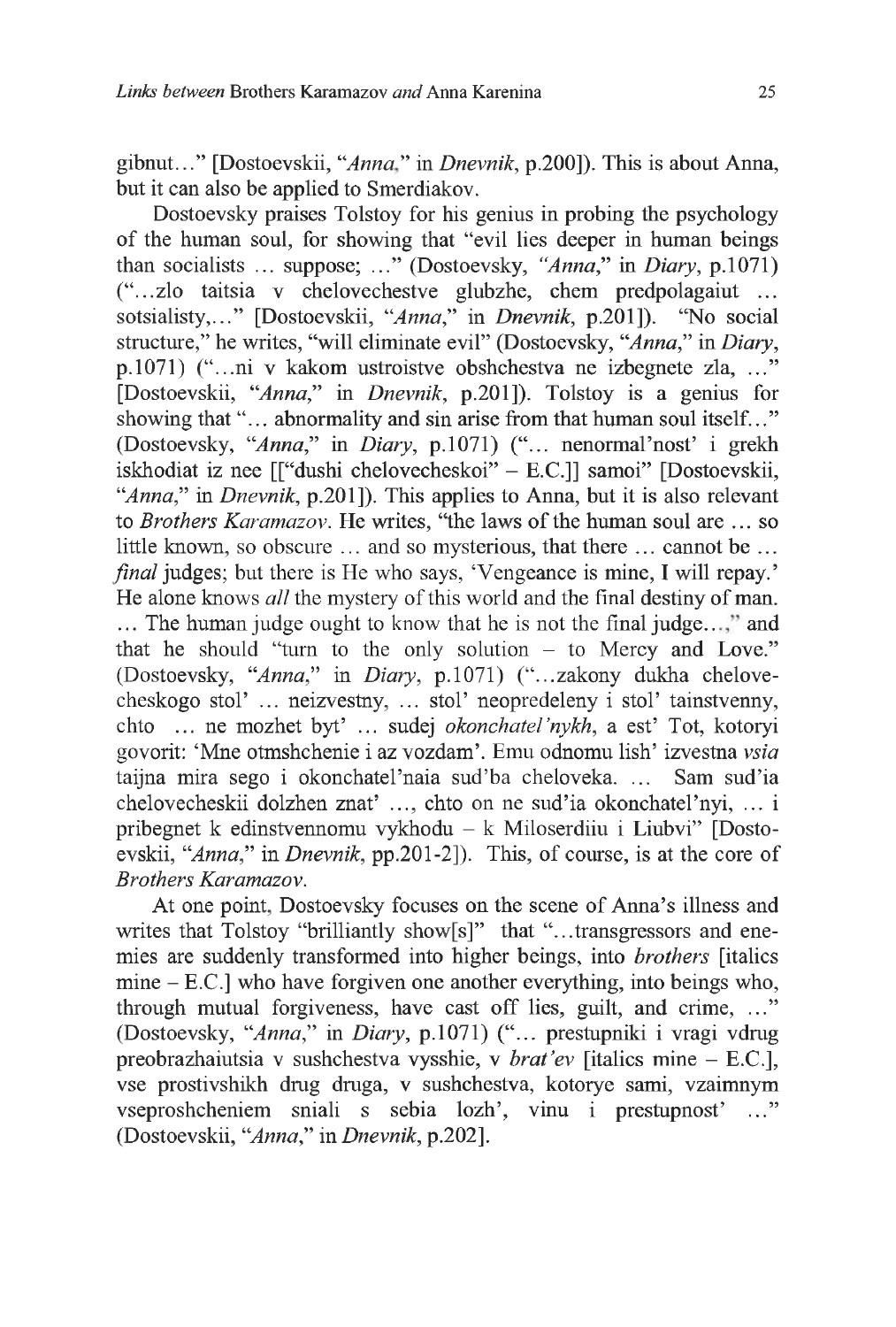gibnut…" [Dostoevskii, "*Anna*," in *Dnevnik*, p.200]). This is about Anna, but it can also be applied to Smerdiakov.

Dostoevsky praises Tolstoy for his genius in probing the psychology of the human soul, for showing that "evil lies deeper in human beings than socialists … suppose; …" (Dostoevsky, "*Anna*," in *Diary*, p.1071) ("…zlo taitsia v chelovechestve glubzhe, chem predpolagaiut … sotsialisty,…" [Dostoevskii, "*Anna*," in *Dnevnik*, p.201]). "No social structure," he writes, "will eliminate evil" (Dostoevsky, "*Anna*," in *Diary*, p.1071) ("…ni v kakom ustroistve obshchestva ne izbegnete zla, …" [Dostoevskii, "*Anna*," in *Dnevnik*, p.201]). Tolstoy is a genius for showing that "… abnormality and sin arise from that human soul itself…" (Dostoevsky, "*Anna*," in *Diary*, p.1071) ("… nenormal'nost' i grekh iskhodiat iz nee [["dushi chelovecheskoi" – E.C.]] samoi" [Dostoevskii, "*Anna*," in *Dnevnik*, p.201]). This applies to Anna, but it is also relevant to *Brothers Karamazov*. He writes, "the laws of the human soul are … so little known, so obscure … and so mysterious, that there … cannot be … *final* judges; but there is He who says, 'Vengeance is mine, I will repay.' He alone knows *all* the mystery of this world and the final destiny of man. … The human judge ought to know that he is not the final judge…," and that he should "turn to the only solution – to Mercy and Love." (Dostoevsky, "*Anna*," in *Diary*, p.1071) ("…zakony dukha chelovecheskogo stol' … neizvestny, … stol' neopredeleny i stol' tainstvenny, chto … ne mozhet byt' … sudej *okonchatel'nykh*, a est' Tot, kotoryi govorit: 'Mne otmshchenie i az vozdam'. Emu odnomu lish' izvestna *vsia* taijna mira sego i okonchatel'naia sud'ba cheloveka. … Sam sud'ia chelovecheskii dolzhen znat' …, chto on ne sud'ia okonchatel'nyi, … i pribegnet k edinstvennomu vykhodu – k Miloserdiiu i Liubvi" [Dostoevskii, "*Anna*," in *Dnevnik*, pp.201-2]). This, of course, is at the core of *Brothers Karamazov*.

At one point, Dostoevsky focuses on the scene of Anna's illness and writes that Tolstoy "brilliantly show[s]" that "…transgressors and enemies are suddenly transformed into higher beings, into *brothers* [italics mine – E.C.] who have forgiven one another everything, into beings who, through mutual forgiveness, have cast off lies, guilt, and crime, …" (Dostoevsky, "*Anna*," in *Diary*, p.1071) ("… prestupniki i vragi vdrug preobrazhaiutsia v sushchestva vysshie, v *brat'ev* [italics mine – E.C.], vse prostivshikh drug druga, v sushchestva, kotorye sami, vzaimnym vseproshcheniem sniali s sebia lozh', vinu i prestupnost' …" (Dostoevskii, "*Anna*," in *Dnevnik*, p.202].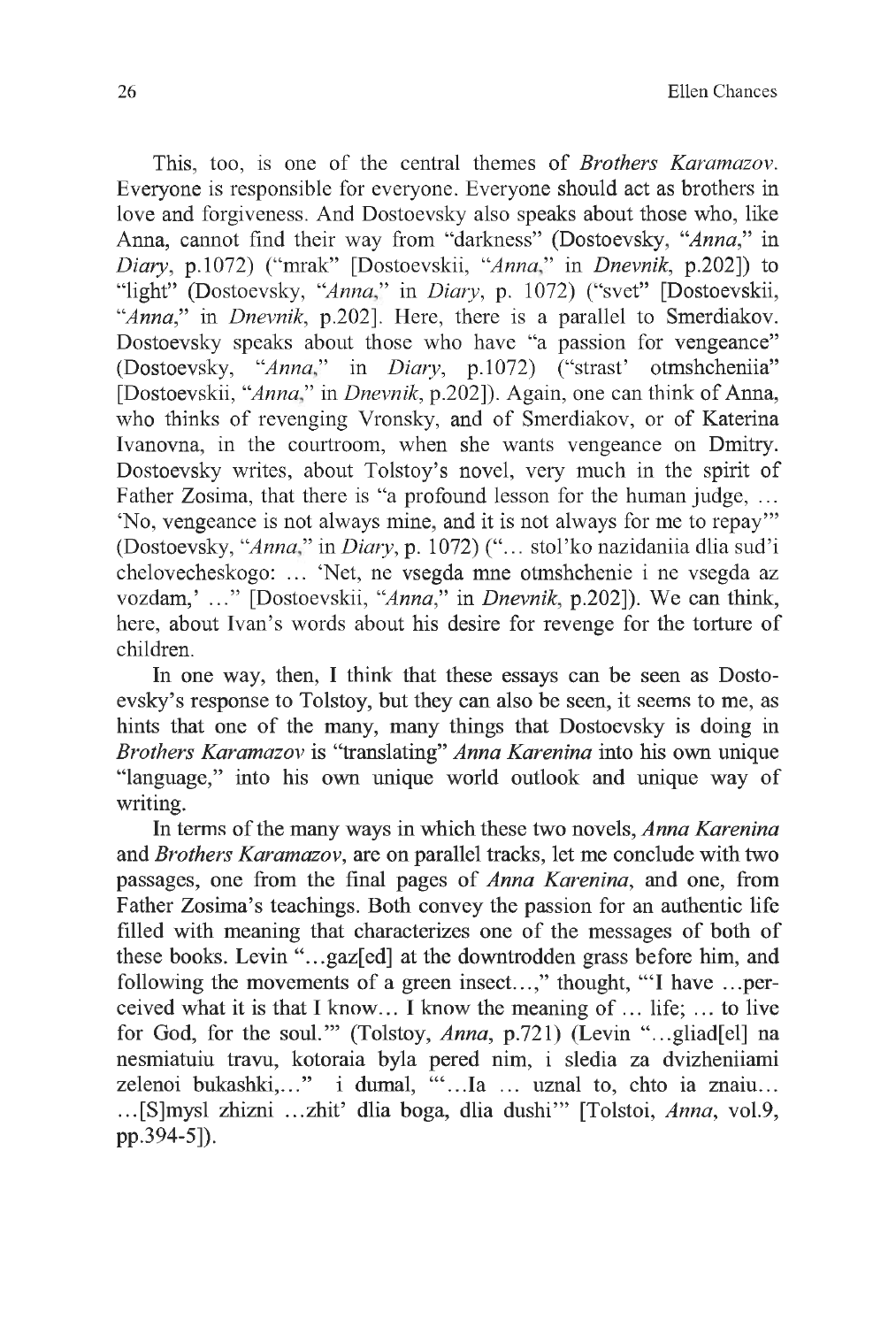This, too, is one of the central themes of *Brothers Karamazov*. Everyone is responsible for everyone. Everyone should act as brothers in love and forgiveness. And Dostoevsky also speaks about those who, like Anna, cannot find their way from "darkness" (Dostoevsky, "*Anna*," in *Diary*, p.1072) ("mrak" [Dostoevskii, "*Anna*," in *Dnevnik*, p.202]) to "light" (Dostoevsky, "*Anna*," in *Diary*, p. 1072) ("svet" [Dostoevskii, "*Anna*," in *Dnevnik*, p.202]. Here, there is a parallel to Smerdiakov. Dostoevsky speaks about those who have "a passion for vengeance" (Dostoevsky, "*Anna*," in *Diary*, p.1072) ("strast' otmshcheniia" [Dostoevskii, "*Anna*," in *Dnevnik*, p.202]). Again, one can think of Anna, who thinks of revenging Vronsky, and of Smerdiakov, or of Katerina Ivanovna, in the courtroom, when she wants vengeance on Dmitry. Dostoevsky writes, about Tolstoy's novel, very much in the spirit of Father Zosima, that there is "a profound lesson for the human judge, … 'No, vengeance is not always mine, and it is not always for me to repay'" (Dostoevsky, "*Anna*," in *Diary*, p. 1072) ("… stol'ko nazidaniia dlia sud'i chelovecheskogo: … 'Net, ne vsegda mne otmshchenie i ne vsegda az vozdam,' …" [Dostoevskii, "*Anna*," in *Dnevnik*, p.202]). We can think, here, about Ivan's words about his desire for revenge for the torture of children.

In one way, then, I think that these essays can be seen as Dostoevsky's response to Tolstoy, but they can also be seen, it seems to me, as hints that one of the many, many things that Dostoevsky is doing in *Brothers Karamazov* is "translating" *Anna Karenina* into his own unique "language," into his own unique world outlook and unique way of writing.

In terms of the many ways in which these two novels, *Anna Karenina* and *Brothers Karamazov*, are on parallel tracks, let me conclude with two passages, one from the final pages of *Anna Karenina*, and one, from Father Zosima's teachings. Both convey the passion for an authentic life filled with meaning that characterizes one of the messages of both of these books. Levin "…gaz[ed] at the downtrodden grass before him, and following the movements of a green insect…," thought, "'I have …perceived what it is that I know… I know the meaning of … life; … to live for God, for the soul.'" (Tolstoy, *Anna*, p.721) (Levin "…gliad[el] na nesmiatuiu travu, kotoraia byla pered nim, i sledia za dvizheniiami zelenoi bukashki,…" i dumal, "'…Ia … uznal to, chto ia znaiu… …[S]mysl zhizni …zhit' dlia boga, dlia dushi'" [Tolstoi, *Anna*, vol.9, pp.394-5]).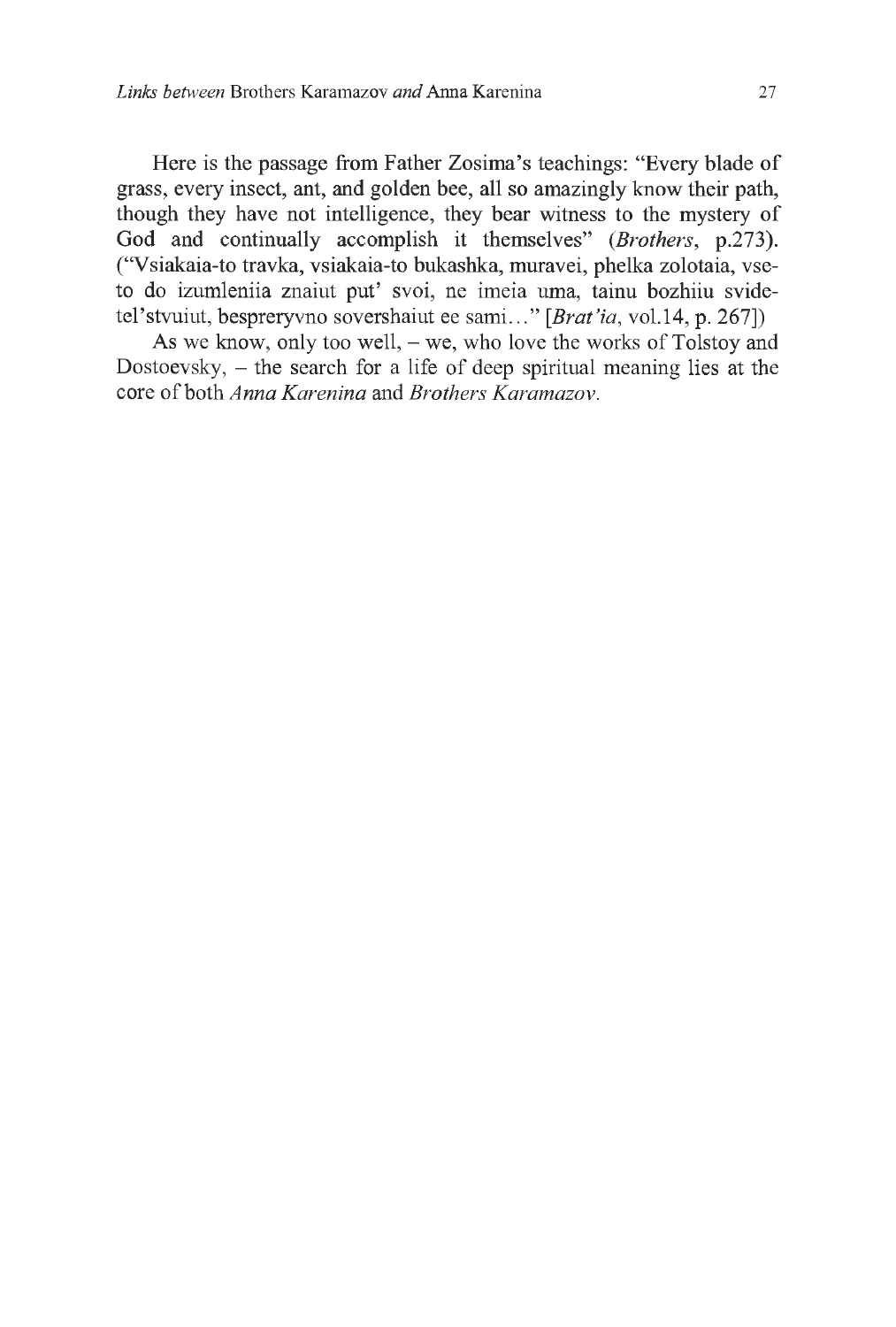Here is the passage from Father Zosima's teachings: "Every blade of grass, every insect, ant, and golden bee, all so amazingly know their path, though they have not intelligence, they bear witness to the mystery of God and continually accomplish it themselves" (*Brothers*, p.273). ("Vsiakaia-to travka, vsiakaia-to bukashka, muravei, phelka zolotaia, vse-to do izumleniia znaiut put' svoi, ne imeia uma, tainu bozhiiu svidetel'stvuiut, bespreryvno sovershaiut ee sami…" [*Brat'ia*, vol.14, p. 267])

As we know, only too well, – we, who love the works of Tolstoy and Dostoevsky, – the search for a life of deep spiritual meaning lies at the core of both *Anna Karenina* and *Brothers Karamazov*.